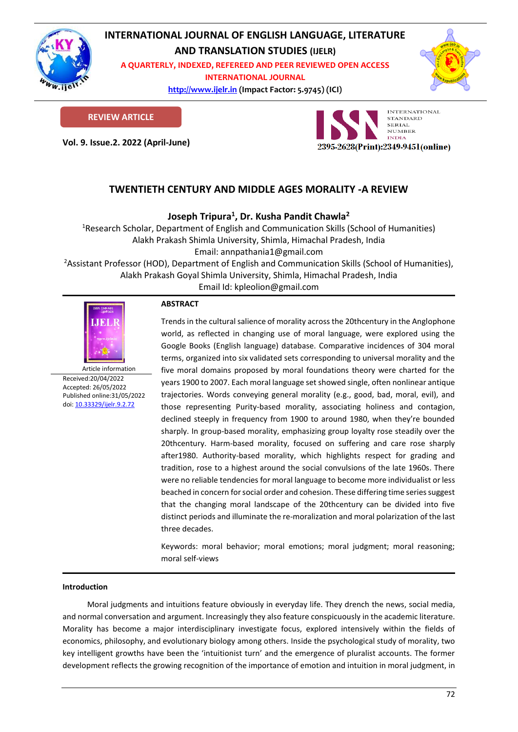# INTERNATIONAL JOURNAL OF ENGLISH LANGUAGE, LITERATURE AND TRANSLATION STUDIES (IJELR)

A QUARTERLY, INDEXED, REFEREED AND PEER REVIEWED OPEN ACCESS INTERNATIONAL JOURNAL

http://www.ijelr.in (Impact Factor: 5.9745) (ICI)

**REVIEW ARTICLE**

**Vol. 9. Issue.2. 2022 (April-June)**

2395-2628(Print):2349-9451(online)

## TWENTIETH CENTURY AND MIDDLE AGES MORALITY -A REVIEW

**Joseph Tripura[1], Dr. Kusha Pandit Chawla[2]**

[1]Research Scholar, Department of English and Communication Skills (School of Humanities)
Alakh Prakash Shimla University, Shimla, Himachal Pradesh, India
Email: annpathania1@gmail.com

[2]Assistant Professor (HOD), Department of English and Communication Skills (School of Humanities), Alakh Prakash Goyal Shimla University, Shimla, Himachal Pradesh, India
Email Id: kpleolion@gmail.com

Article information
Received:20/04/2022
Accepted: 26/05/2022
Published online:31/05/2022
doi: 10.33329/ijelr.9.2.72

### ABSTRACT

Trends in the cultural salience of morality across the 20thcentury in the Anglophone world, as reflected in changing use of moral language, were explored using the Google Books (English language) database. Comparative incidences of 304 moral terms, organized into six validated sets corresponding to universal morality and the five moral domains proposed by moral foundations theory were charted for the years 1900 to 2007. Each moral language set showed single, often nonlinear antique trajectories. Words conveying general morality (e.g., good, bad, moral, evil), and those representing Purity-based morality, associating holiness and contagion, declined steeply in frequency from 1900 to around 1980, when they're bounded sharply. In group-based morality, emphasizing group loyalty rose steadily over the 20thcentury. Harm-based morality, focused on suffering and care rose sharply after1980. Authority-based morality, which highlights respect for grading and tradition, rose to a highest around the social convulsions of the late 1960s. There were no reliable tendencies for moral language to become more individualist or less beached in concern for social order and cohesion. These differing time series suggest that the changing moral landscape of the 20thcentury can be divided into five distinct periods and illuminate the re-moralization and moral polarization of the last three decades.

Keywords: moral behavior; moral emotions; moral judgment; moral reasoning; moral self-views

### Introduction

Moral judgments and intuitions feature obviously in everyday life. They drench the news, social media, and normal conversation and argument. Increasingly they also feature conspicuously in the academic literature. Morality has become a major interdisciplinary investigate focus, explored intensively within the fields of economics, philosophy, and evolutionary biology among others. Inside the psychological study of morality, two key intelligent growths have been the 'intuitionist turn' and the emergence of pluralist accounts. The former development reflects the growing recognition of the importance of emotion and intuition in moral judgment, in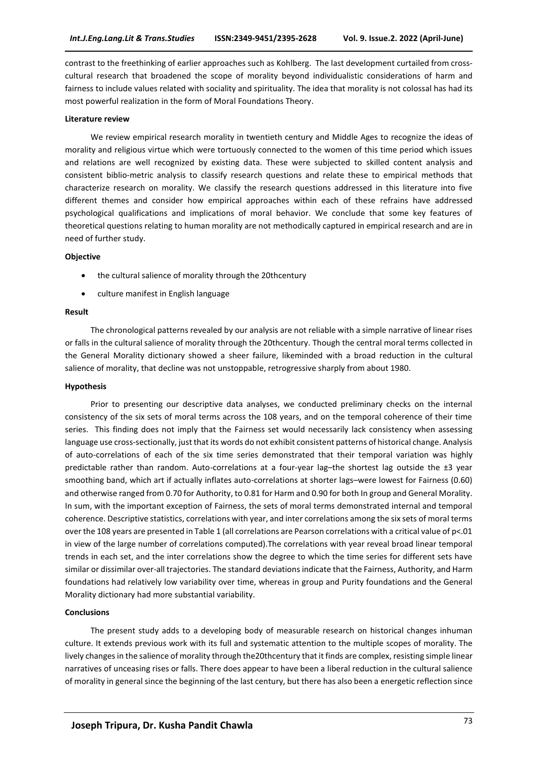contrast to the freethinking of earlier approaches such as Kohlberg. The last development curtailed from cross-cultural research that broadened the scope of morality beyond individualistic considerations of harm and fairness to include values related with sociality and spirituality. The idea that morality is not colossal has had its most powerful realization in the form of Moral Foundations Theory.

**Literature review**

We review empirical research morality in twentieth century and Middle Ages to recognize the ideas of morality and religious virtue which were tortuously connected to the women of this time period which issues and relations are well recognized by existing data. These were subjected to skilled content analysis and consistent biblio-metric analysis to classify research questions and relate these to empirical methods that characterize research on morality. We classify the research questions addressed in this literature into five different themes and consider how empirical approaches within each of these refrains have addressed psychological qualifications and implications of moral behavior. We conclude that some key features of theoretical questions relating to human morality are not methodically captured in empirical research and are in need of further study.

**Objective**

- the cultural salience of morality through the 20thcentury
- culture manifest in English language

**Result**

The chronological patterns revealed by our analysis are not reliable with a simple narrative of linear rises or falls in the cultural salience of morality through the 20thcentury. Though the central moral terms collected in the General Morality dictionary showed a sheer failure, likeminded with a broad reduction in the cultural salience of morality, that decline was not unstoppable, retrogressive sharply from about 1980.

**Hypothesis**

Prior to presenting our descriptive data analyses, we conducted preliminary checks on the internal consistency of the six sets of moral terms across the 108 years, and on the temporal coherence of their time series. This finding does not imply that the Fairness set would necessarily lack consistency when assessing language use cross-sectionally, just that its words do not exhibit consistent patterns of historical change. Analysis of auto-correlations of each of the six time series demonstrated that their temporal variation was highly predictable rather than random. Auto-correlations at a four-year lag–the shortest lag outside the ±3 year smoothing band, which art if actually inflates auto-correlations at shorter lags–were lowest for Fairness (0.60) and otherwise ranged from 0.70 for Authority, to 0.81 for Harm and 0.90 for both In group and General Morality. In sum, with the important exception of Fairness, the sets of moral terms demonstrated internal and temporal coherence. Descriptive statistics, correlations with year, and inter correlations among the six sets of moral terms over the 108 years are presented in Table 1 (all correlations are Pearson correlations with a critical value of $p<.01$ in view of the large number of correlations computed).The correlations with year reveal broad linear temporal trends in each set, and the inter correlations show the degree to which the time series for different sets have similar or dissimilar over-all trajectories. The standard deviations indicate that the Fairness, Authority, and Harm foundations had relatively low variability over time, whereas in group and Purity foundations and the General Morality dictionary had more substantial variability.

**Conclusions**

The present study adds to a developing body of measurable research on historical changes inhuman culture. It extends previous work with its full and systematic attention to the multiple scopes of morality. The lively changes in the salience of morality through the20thcentury that it finds are complex, resisting simple linear narratives of unceasing rises or falls. There does appear to have been a liberal reduction in the cultural salience of morality in general since the beginning of the last century, but there has also been a energetic reflection since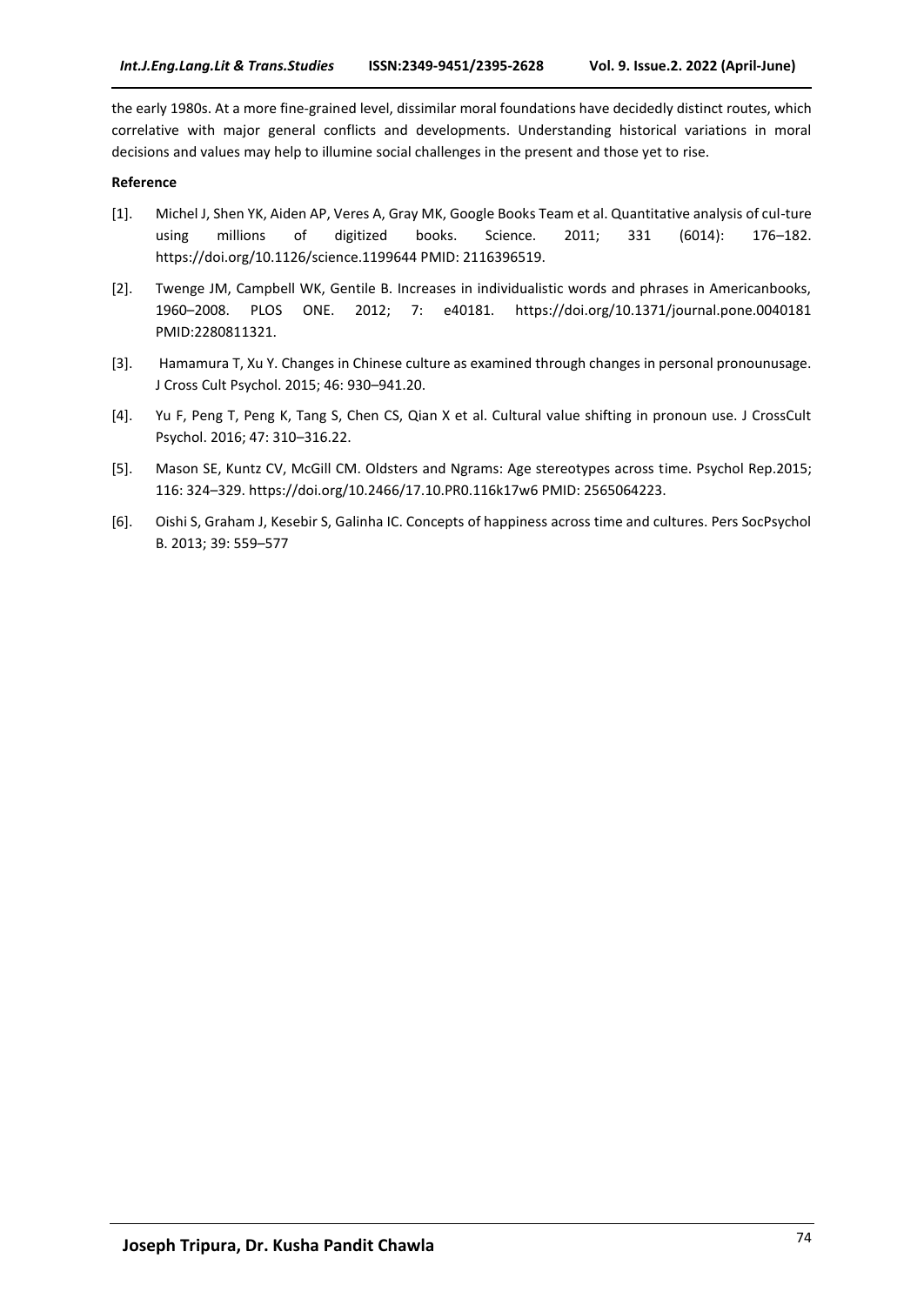the early 1980s. At a more fine-grained level, dissimilar moral foundations have decidedly distinct routes, which correlative with major general conflicts and developments. Understanding historical variations in moral decisions and values may help to illumine social challenges in the present and those yet to rise.

**Reference**

[1]. Michel J, Shen YK, Aiden AP, Veres A, Gray MK, Google Books Team et al. Quantitative analysis of cul-ture using millions of digitized books. Science. 2011; 331 (6014): 176–182. https://doi.org/10.1126/science.1199644 PMID: 2116396519.

[2]. Twenge JM, Campbell WK, Gentile B. Increases in individualistic words and phrases in Americanbooks, 1960–2008. PLOS ONE. 2012; 7: e40181. https://doi.org/10.1371/journal.pone.0040181 PMID:2280811321.

[3]. Hamamura T, Xu Y. Changes in Chinese culture as examined through changes in personal pronounusage. J Cross Cult Psychol. 2015; 46: 930–941.20.

[4]. Yu F, Peng T, Peng K, Tang S, Chen CS, Qian X et al. Cultural value shifting in pronoun use. J CrossCult Psychol. 2016; 47: 310–316.22.

[5]. Mason SE, Kuntz CV, McGill CM. Oldsters and Ngrams: Age stereotypes across time. Psychol Rep.2015; 116: 324–329. https://doi.org/10.2466/17.10.PR0.116k17w6 PMID: 2565064223.

[6]. Oishi S, Graham J, Kesebir S, Galinha IC. Concepts of happiness across time and cultures. Pers SocPsychol B. 2013; 39: 559–577